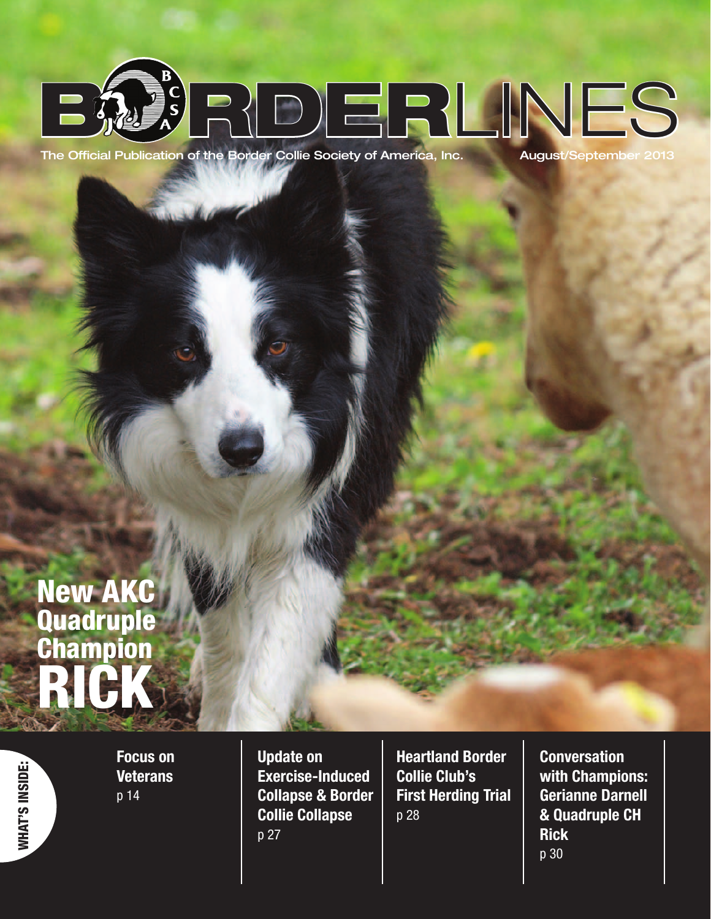# BORDERLINES

The Official Publication of the Border Collie Society of America, Inc.

August/September 2013

## New AKC Quadruple Champion RICK

**WHAT'S INSIDE:**

**Focus on Veterans**
p 14

**Update on Exercise-Induced Collapse & Border Collie Collapse**
p 27

**Heartland Border Collie Club's First Herding Trial**
p 28

**Conversation with Champions: Gerianne Darnell & Quadruple CH Rick**
p 30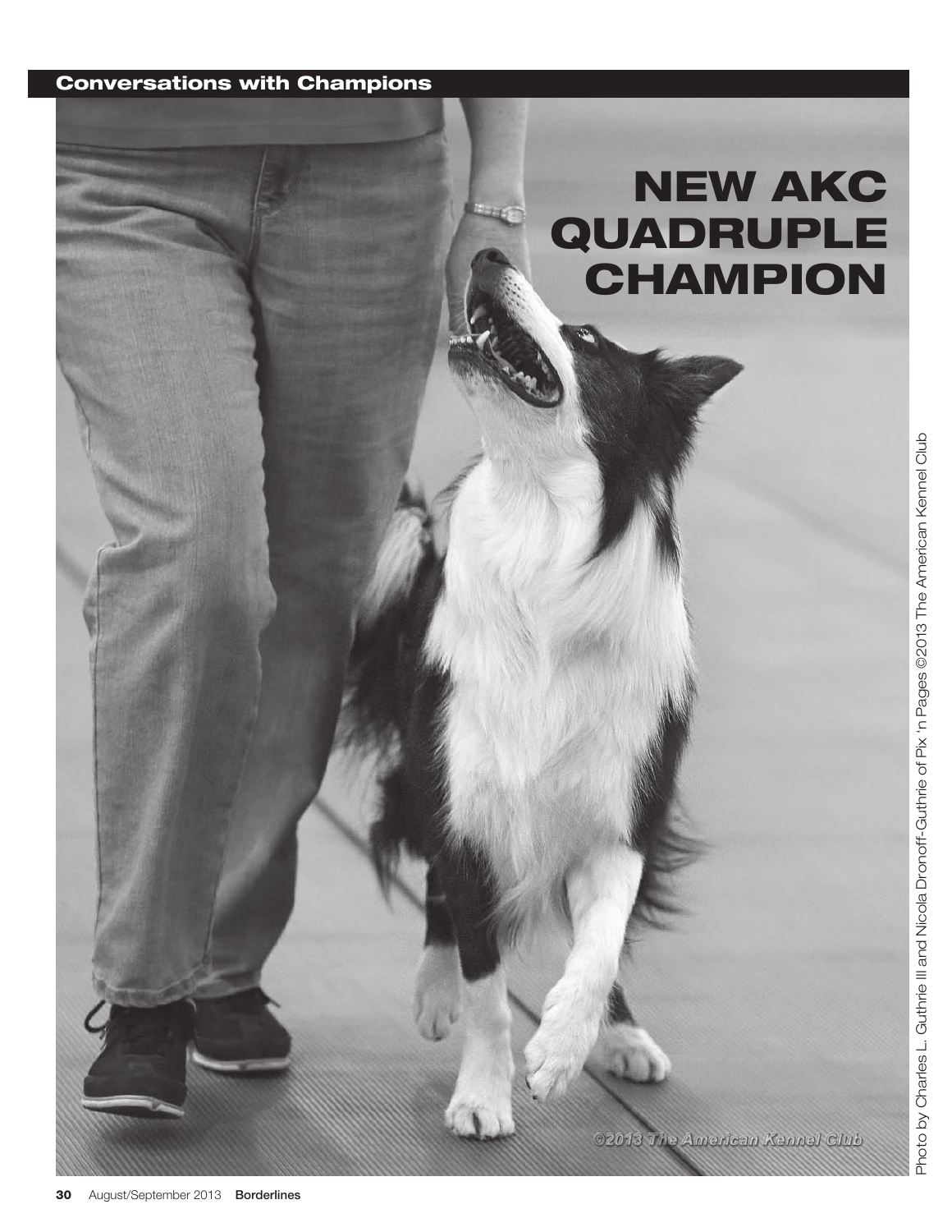# NEW AKC QUADRUPLE CHAMPION

Photo by Charles L. Guthrie III and Nicola Dronoff-Guthrie of Pix 'n Pages ©2013 The American Kennel Club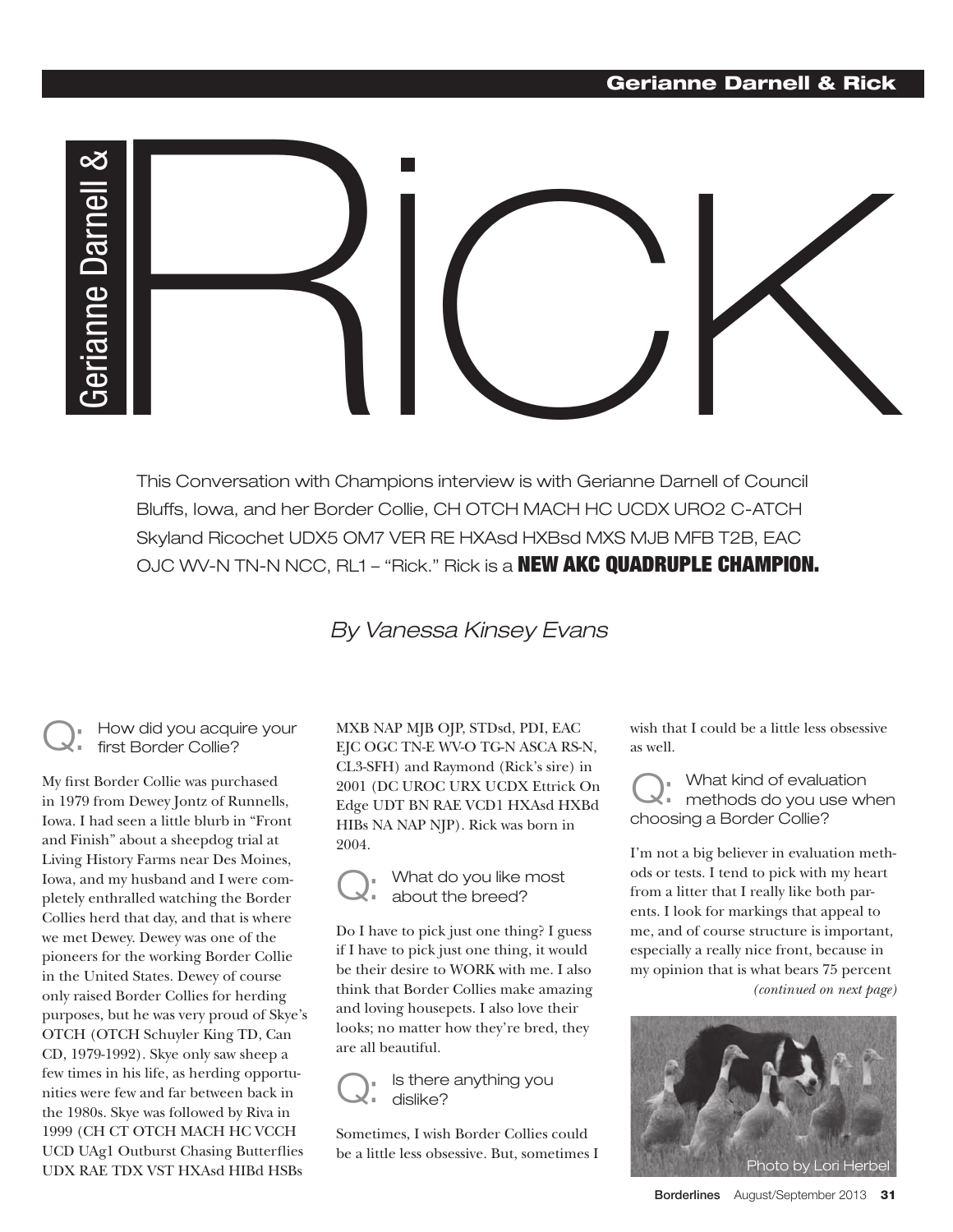# Gerianne Darnell & Rick

This Conversation with Champions interview is with Gerianne Darnell of Council Bluffs, Iowa, and her Border Collie, CH OTCH MACH HC UCDX URO2 C-ATCH Skyland Ricochet UDX5 OM7 VER RE HXAsd HXBsd MXS MJB MFB T2B, EAC OJC WV-N TN-N NCC, RL1 – "Rick." Rick is a **NEW AKC QUADRUPLE CHAMPION.**

*By Vanessa Kinsey Evans*

**Q: How did you acquire your first Border Collie?**

My first Border Collie was purchased in 1979 from Dewey Jontz of Runnells, Iowa. I had seen a little blurb in "Front and Finish" about a sheepdog trial at Living History Farms near Des Moines, Iowa, and my husband and I were completely enthralled watching the Border Collies herd that day, and that is where we met Dewey. Dewey was one of the pioneers for the working Border Collie in the United States. Dewey of course only raised Border Collies for herding purposes, but he was very proud of Skye's OTCH (OTCH Schuyler King TD, Can CD, 1979-1992). Skye only saw sheep a few times in his life, as herding opportunities were few and far between back in the 1980s. Skye was followed by Riva in 1999 (CH CT OTCH MACH HC VCCH UCD UAg1 Outburst Chasing Butterflies UDX RAE TDX VST HXAsd HIBd HSBs MXB NAP MJB OJP, STDsd, PDI, EAC EJC OGC TN-E WV-O TG-N ASCA RS-N, CL3-SFH) and Raymond (Rick's sire) in 2001 (DC UROC URX UCDX Ettrick On Edge UDT BN RAE VCD1 HXAsd HXBd HIBs NA NAP NJP). Rick was born in 2004.

**Q: What do you like most about the breed?**

Do I have to pick just one thing? I guess if I have to pick just one thing, it would be their desire to WORK with me. I also think that Border Collies make amazing and loving housepets. I also love their looks; no matter how they're bred, they are all beautiful.

**Q: Is there anything you dislike?**

Sometimes, I wish Border Collies could be a little less obsessive. But, sometimes I wish that I could be a little less obsessive as well.

**Q: What kind of evaluation methods do you use when choosing a Border Collie?**

I'm not a big believer in evaluation methods or tests. I tend to pick with my heart from a litter that I really like both parents. I look for markings that appeal to me, and of course structure is important, especially a really nice front, because in my opinion that is what bears 75 percent

*(continued on next page)*

Photo by Lori Herbel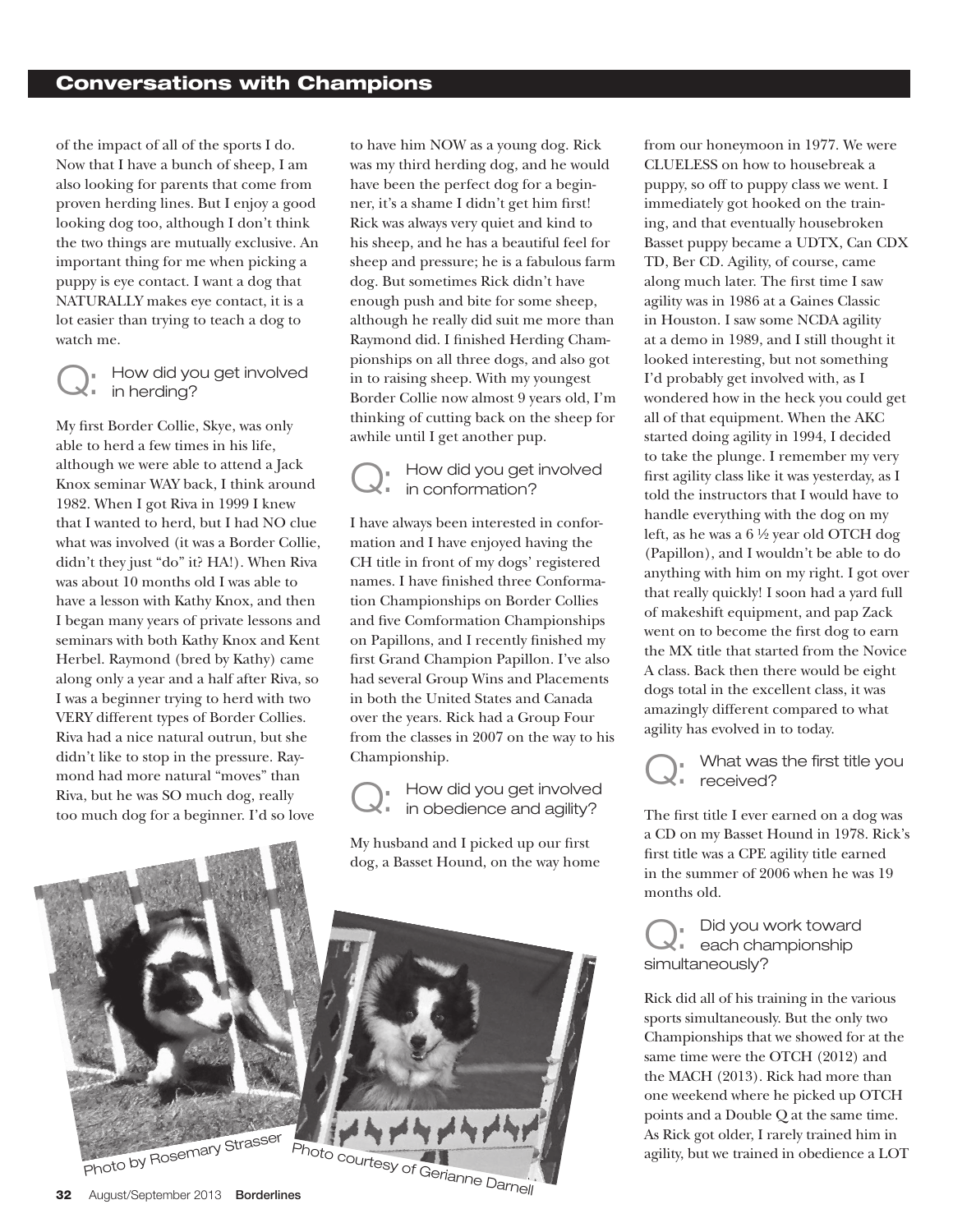of the impact of all of the sports I do. Now that I have a bunch of sheep, I am also looking for parents that come from proven herding lines. But I enjoy a good looking dog too, although I don't think the two things are mutually exclusive. An important thing for me when picking a puppy is eye contact. I want a dog that NATURALLY makes eye contact, it is a lot easier than trying to teach a dog to watch me.

## Q: How did you get involved in herding?

My first Border Collie, Skye, was only able to herd a few times in his life, although we were able to attend a Jack Knox seminar WAY back, I think around 1982. When I got Riva in 1999 I knew that I wanted to herd, but I had NO clue what was involved (it was a Border Collie, didn't they just "do" it? HA!). When Riva was about 10 months old I was able to have a lesson with Kathy Knox, and then I began many years of private lessons and seminars with both Kathy Knox and Kent Herbel. Raymond (bred by Kathy) came along only a year and a half after Riva, so I was a beginner trying to herd with two VERY different types of Border Collies. Riva had a nice natural outrun, but she didn't like to stop in the pressure. Raymond had more natural "moves" than Riva, but he was SO much dog, really too much dog for a beginner. I'd so love to have him NOW as a young dog. Rick was my third herding dog, and he would have been the perfect dog for a beginner, it's a shame I didn't get him first! Rick was always very quiet and kind to his sheep, and he has a beautiful feel for sheep and pressure; he is a fabulous farm dog. But sometimes Rick didn't have enough push and bite for some sheep, although he really did suit me more than Raymond did. I finished Herding Championships on all three dogs, and also got in to raising sheep. With my youngest Border Collie now almost 9 years old, I'm thinking of cutting back on the sheep for awhile until I get another pup.

## Q: How did you get involved in conformation?

I have always been interested in conformation and I have enjoyed having the CH title in front of my dogs' registered names. I have finished three Conformation Championships on Border Collies and five Comformation Championships on Papillons, and I recently finished my first Grand Champion Papillon. I've also had several Group Wins and Placements in both the United States and Canada over the years. Rick had a Group Four from the classes in 2007 on the way to his Championship.

## Q: How did you get involved in obedience and agility?

My husband and I picked up our first dog, a Basset Hound, on the way home from our honeymoon in 1977. We were CLUELESS on how to housebreak a puppy, so off to puppy class we went. I immediately got hooked on the training, and that eventually housebroken Basset puppy became a UDTX, Can CDX TD, Ber CD. Agility, of course, came along much later. The first time I saw agility was in 1986 at a Gaines Classic in Houston. I saw some NCDA agility at a demo in 1989, and I still thought it looked interesting, but not something I'd probably get involved with, as I wondered how in the heck you could get all of that equipment. When the AKC started doing agility in 1994, I decided to take the plunge. I remember my very first agility class like it was yesterday, as I told the instructors that I would have to handle everything with the dog on my left, as he was a 6 ½ year old OTCH dog (Papillon), and I wouldn't be able to do anything with him on my right. I got over that really quickly! I soon had a yard full of makeshift equipment, and pap Zack went on to become the first dog to earn the MX title that started from the Novice A class. Back then there would be eight dogs total in the excellent class, it was amazingly different compared to what agility has evolved in to today.

## Q: What was the first title you received?

The first title I ever earned on a dog was a CD on my Basset Hound in 1978. Rick's first title was a CPE agility title earned in the summer of 2006 when he was 19 months old.

## Q: Did you work toward each championship simultaneously?

Rick did all of his training in the various sports simultaneously. But the only two Championships that we showed for at the same time were the OTCH (2012) and the MACH (2013). Rick had more than one weekend where he picked up OTCH points and a Double Q at the same time. As Rick got older, I rarely trained him in agility, but we trained in obedience a LOT

Photo by Rosemary Strasser

Photo courtesy of Gerianne Darnell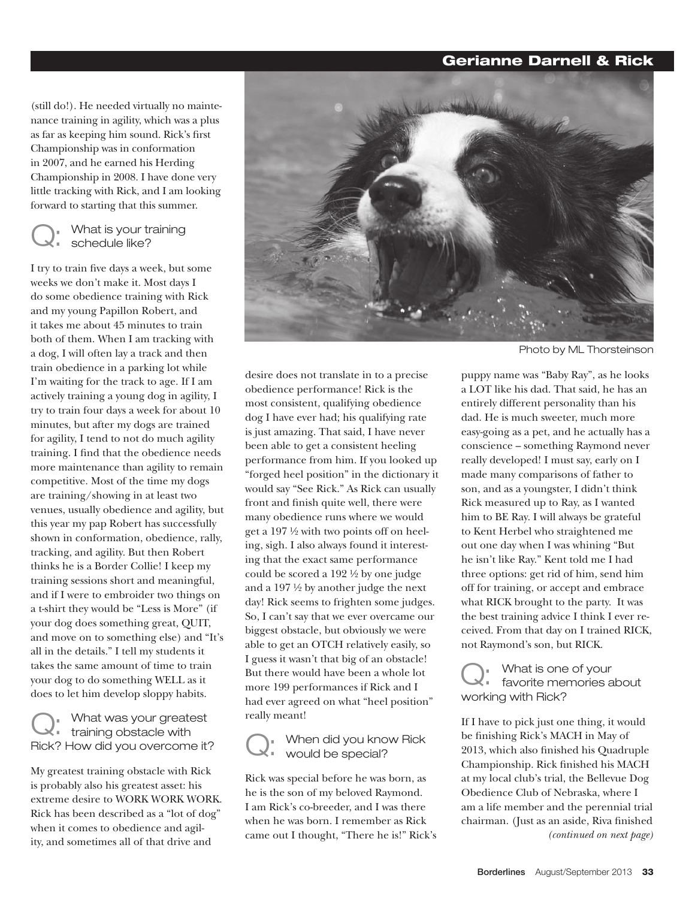(still do!). He needed virtually no maintenance training in agility, which was a plus as far as keeping him sound. Rick's first Championship was in conformation in 2007, and he earned his Herding Championship in 2008. I have done very little tracking with Rick, and I am looking forward to starting that this summer.

### Q: What is your training schedule like?

I try to train five days a week, but some weeks we don't make it. Most days I do some obedience training with Rick and my young Papillon Robert, and it takes me about 45 minutes to train both of them. When I am tracking with a dog, I will often lay a track and then train obedience in a parking lot while I'm waiting for the track to age. If I am actively training a young dog in agility, I try to train four days a week for about 10 minutes, but after my dogs are trained for agility, I tend to not do much agility training. I find that the obedience needs more maintenance than agility to remain competitive. Most of the time my dogs are training/showing in at least two venues, usually obedience and agility, but this year my pap Robert has successfully shown in conformation, obedience, rally, tracking, and agility. But then Robert thinks he is a Border Collie! I keep my training sessions short and meaningful, and if I were to embroider two things on a t-shirt they would be "Less is More" (if your dog does something great, QUIT, and move on to something else) and "It's all in the details." I tell my students it takes the same amount of time to train your dog to do something WELL as it does to let him develop sloppy habits.

### Q: What was your greatest training obstacle with Rick? How did you overcome it?

My greatest training obstacle with Rick is probably also his greatest asset: his extreme desire to WORK WORK WORK. Rick has been described as a "lot of dog" when it comes to obedience and agility, and sometimes all of that drive and desire does not translate in to a precise obedience performance! Rick is the most consistent, qualifying obedience dog I have ever had; his qualifying rate is just amazing. That said, I have never been able to get a consistent heeling performance from him. If you looked up "forged heel position" in the dictionary it would say "See Rick." As Rick can usually front and finish quite well, there were many obedience runs where we would get a 197 ½ with two points off on heeling, sigh. I also always found it interesting that the exact same performance could be scored a 192 ½ by one judge and a 197 ½ by another judge the next day! Rick seems to frighten some judges. So, I can't say that we ever overcame our biggest obstacle, but obviously we were able to get an OTCH relatively easily, so I guess it wasn't that big of an obstacle! But there would have been a whole lot more 199 performances if Rick and I had ever agreed on what "heel position" really meant!

Photo by ML Thorsteinson

### Q: When did you know Rick would be special?

Rick was special before he was born, as he is the son of my beloved Raymond. I am Rick's co-breeder, and I was there when he was born. I remember as Rick came out I thought, "There he is!" Rick's puppy name was "Baby Ray", as he looks a LOT like his dad. That said, he has an entirely different personality than his dad. He is much sweeter, much more easy-going as a pet, and he actually has a conscience – something Raymond never really developed! I must say, early on I made many comparisons of father to son, and as a youngster, I didn't think Rick measured up to Ray, as I wanted him to BE Ray. I will always be grateful to Kent Herbel who straightened me out one day when I was whining "But he isn't like Ray." Kent told me I had three options: get rid of him, send him off for training, or accept and embrace what RICK brought to the party. It was the best training advice I think I ever received. From that day on I trained RICK, not Raymond's son, but RICK.

### Q: What is one of your favorite memories about working with Rick?

If I have to pick just one thing, it would be finishing Rick's MACH in May of 2013, which also finished his Quadruple Championship. Rick finished his MACH at my local club's trial, the Bellevue Dog Obedience Club of Nebraska, where I am a life member and the perennial trial chairman. (Just as an aside, Riva finished

*(continued on next page)*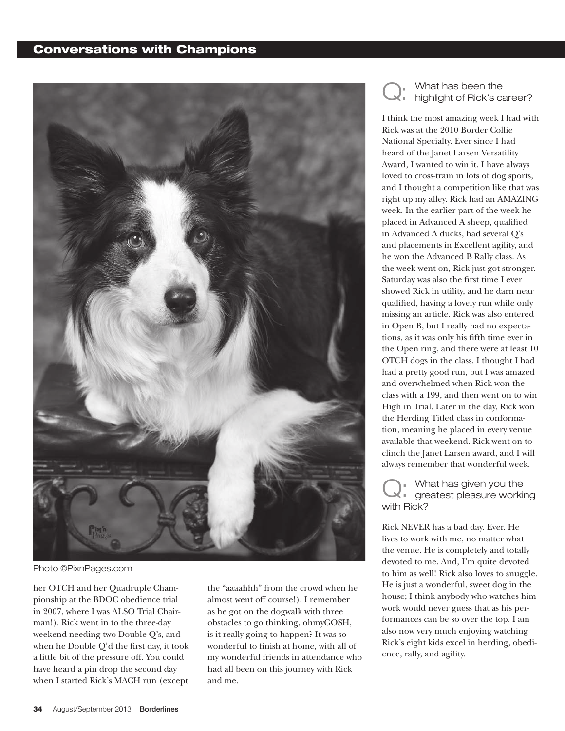Photo ©PixnPages.com

her OTCH and her Quadruple Championship at the BDOC obedience trial in 2007, where I was ALSO Trial Chairman!). Rick went in to the three-day weekend needing two Double Q's, and when he Double Q'd the first day, it took a little bit of the pressure off. You could have heard a pin drop the second day when I started Rick's MACH run (except the "aaaahhh" from the crowd when he almost went off course!). I remember as he got on the dogwalk with three obstacles to go thinking, ohmyGOSH, is it really going to happen? It was so wonderful to finish at home, with all of my wonderful friends in attendance who had all been on this journey with Rick and me.

## Q: What has been the highlight of Rick's career?

I think the most amazing week I had with Rick was at the 2010 Border Collie National Specialty. Ever since I had heard of the Janet Larsen Versatility Award, I wanted to win it. I have always loved to cross-train in lots of dog sports, and I thought a competition like that was right up my alley. Rick had an AMAZING week. In the earlier part of the week he placed in Advanced A sheep, qualified in Advanced A ducks, had several Q's and placements in Excellent agility, and he won the Advanced B Rally class. As the week went on, Rick just got stronger. Saturday was also the first time I ever showed Rick in utility, and he darn near qualified, having a lovely run while only missing an article. Rick was also entered in Open B, but I really had no expectations, as it was only his fifth time ever in the Open ring, and there were at least 10 OTCH dogs in the class. I thought I had had a pretty good run, but I was amazed and overwhelmed when Rick won the class with a 199, and then went on to win High in Trial. Later in the day, Rick won the Herding Titled class in conformation, meaning he placed in every venue available that weekend. Rick went on to clinch the Janet Larsen award, and I will always remember that wonderful week.

## Q: What has given you the greatest pleasure working with Rick?

Rick NEVER has a bad day. Ever. He lives to work with me, no matter what the venue. He is completely and totally devoted to me. And, I'm quite devoted to him as well! Rick also loves to snuggle. He is just a wonderful, sweet dog in the house; I think anybody who watches him work would never guess that as his performances can be so over the top. I am also now very much enjoying watching Rick's eight kids excel in herding, obedience, rally, and agility.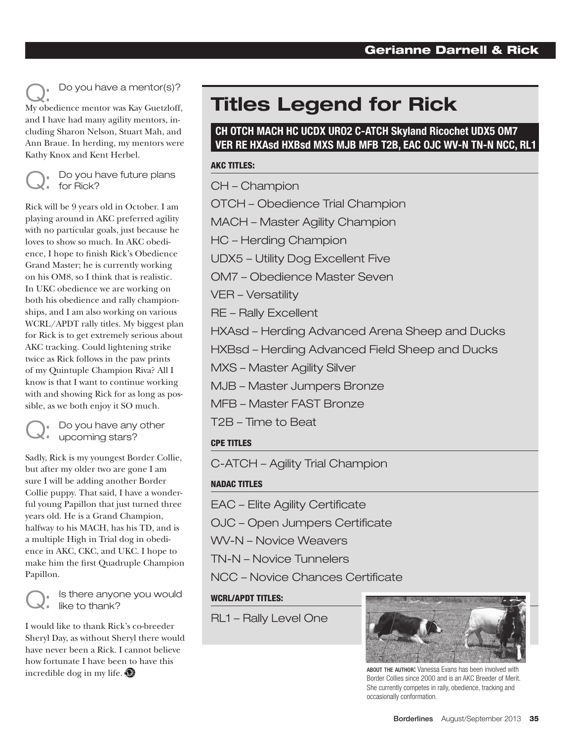**Q:** Do you have a mentor(s)?

My obedience mentor was Kay Guetzloff, and I have had many agility mentors, including Sharon Nelson, Stuart Mah, and Ann Braue. In herding, my mentors were Kathy Knox and Kent Herbel.

**Q:** Do you have future plans for Rick?

Rick will be 9 years old in October. I am playing around in AKC preferred agility with no particular goals, just because he loves to show so much. In AKC obedience, I hope to finish Rick's Obedience Grand Master; he is currently working on his OM8, so I think that is realistic. In UKC obedience we are working on both his obedience and rally championships, and I am also working on various WCRL/APDT rally titles. My biggest plan for Rick is to get extremely serious about AKC tracking. Could lightening strike twice as Rick follows in the paw prints of my Quintuple Champion Riva? All I know is that I want to continue working with and showing Rick for as long as possible, as we both enjoy it SO much.

**Q:** Do you have any other upcoming stars?

Sadly, Rick is my youngest Border Collie, but after my older two are gone I am sure I will be adding another Border Collie puppy. That said, I have a wonderful young Papillon that just turned three years old. He is a Grand Champion, halfway to his MACH, has his TD, and is a multiple High in Trial dog in obedience in AKC, CKC, and UKC. I hope to make him the first Quadruple Champion Papillon.

**Q:** Is there anyone you would like to thank?

I would like to thank Rick's co-breeder Sheryl Day, as without Sheryl there would have never been a Rick. I cannot believe how fortunate I have been to have this incredible dog in my life.

# Titles Legend for Rick

**CH OTCH MACH HC UCDX URO2 C-ATCH Skyland Ricochet UDX5 OM7 VER RE HXAsd HXBsd MXS MJB MFB T2B, EAC OJC WV-N TN-N NCC, RL1**

**AKC TITLES:**

- CH – Champion
- OTCH – Obedience Trial Champion
- MACH – Master Agility Champion
- HC – Herding Champion
- UDX5 – Utility Dog Excellent Five
- OM7 – Obedience Master Seven
- VER – Versatility
- RE – Rally Excellent
- HXAsd – Herding Advanced Arena Sheep and Ducks
- HXBsd – Herding Advanced Field Sheep and Ducks
- MXS – Master Agility Silver
- MJB – Master Jumpers Bronze
- MFB – Master FAST Bronze
- T2B – Time to Beat

**CPE TITLES**

- C-ATCH – Agility Trial Champion

**NADAC TITLES**

- EAC – Elite Agility Certificate
- OJC – Open Jumpers Certificate
- WV-N – Novice Weavers
- TN-N – Novice Tunnelers
- NCC – Novice Chances Certificate

**WCRL/APDT TITLES:**

- RL1 – Rally Level One

ABOUT THE AUTHOR: Vanessa Evans has been involved with Border Collies since 2000 and is an AKC Breeder of Merit. She currently competes in rally, obedience, tracking and occasionally conformation.